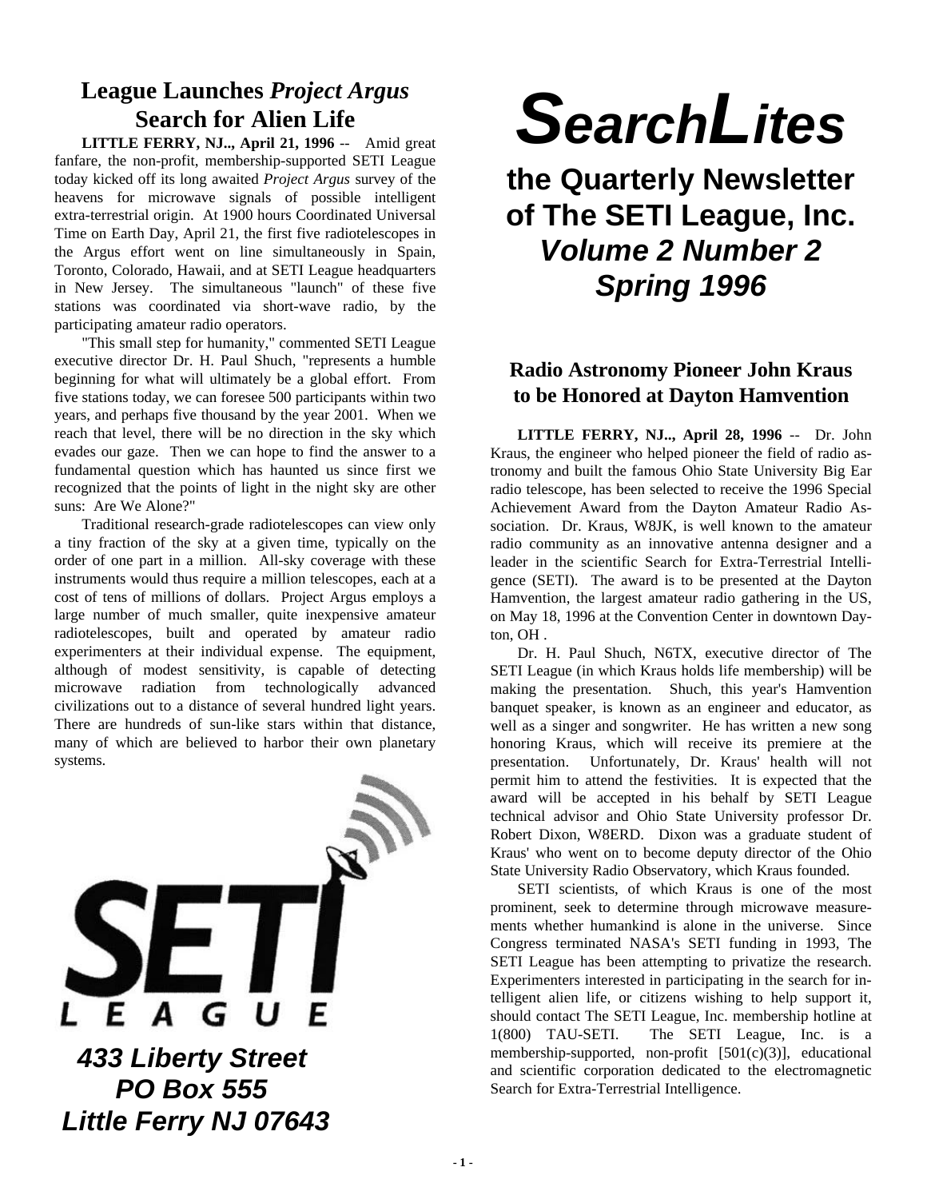# SearchLites

## the Quarterly Newsletter of The SETI League, Inc.

## *Volume 2 Number 2*

## *Spring 1996*

## League Launches *Project Argus* Search for Alien Life

**LITTLE FERRY, NJ.., April 21, 1996** -- Amid great fanfare, the non-profit, membership-supported SETI League today kicked off its long awaited *Project Argus* survey of the heavens for microwave signals of possible intelligent extra-terrestrial origin. At 1900 hours Coordinated Universal Time on Earth Day, April 21, the first five radiotelescopes in the Argus effort went on line simultaneously in Spain, Toronto, Colorado, Hawaii, and at SETI League headquarters in New Jersey. The simultaneous "launch" of these five stations was coordinated via short-wave radio, by the participating amateur radio operators.

"This small step for humanity," commented SETI League executive director Dr. H. Paul Shuch, "represents a humble beginning for what will ultimately be a global effort. From five stations today, we can foresee 500 participants within two years, and perhaps five thousand by the year 2001. When we reach that level, there will be no direction in the sky which evades our gaze. Then we can hope to find the answer to a fundamental question which has haunted us since first we recognized that the points of light in the night sky are other suns: Are We Alone?"

Traditional research-grade radiotelescopes can view only a tiny fraction of the sky at a given time, typically on the order of one part in a million. All-sky coverage with these instruments would thus require a million telescopes, each at a cost of tens of millions of dollars. Project Argus employs a large number of much smaller, quite inexpensive amateur radiotelescopes, built and operated by amateur radio experimenters at their individual expense. The equipment, although of modest sensitivity, is capable of detecting microwave radiation from technologically advanced civilizations out to a distance of several hundred light years. There are hundreds of sun-like stars within that distance, many of which are believed to harbor their own planetary systems.

SETI LEAGUE

***433 Liberty Street***
***PO Box 555***
***Little Ferry NJ 07643***

## Radio Astronomy Pioneer John Kraus to be Honored at Dayton Hamvention

**LITTLE FERRY, NJ.., April 28, 1996** -- Dr. John Kraus, the engineer who helped pioneer the field of radio astronomy and built the famous Ohio State University Big Ear radio telescope, has been selected to receive the 1996 Special Achievement Award from the Dayton Amateur Radio Association. Dr. Kraus, W8JK, is well known to the amateur radio community as an innovative antenna designer and a leader in the scientific Search for Extra-Terrestrial Intelligence (SETI). The award is to be presented at the Dayton Hamvention, the largest amateur radio gathering in the US, on May 18, 1996 at the Convention Center in downtown Dayton, OH .

Dr. H. Paul Shuch, N6TX, executive director of The SETI League (in which Kraus holds life membership) will be making the presentation. Shuch, this year's Hamvention banquet speaker, is known as an engineer and educator, as well as a singer and songwriter. He has written a new song honoring Kraus, which will receive its premiere at the presentation. Unfortunately, Dr. Kraus' health will not permit him to attend the festivities. It is expected that the award will be accepted in his behalf by SETI League technical advisor and Ohio State University professor Dr. Robert Dixon, W8ERD. Dixon was a graduate student of Kraus' who went on to become deputy director of the Ohio State University Radio Observatory, which Kraus founded.

SETI scientists, of which Kraus is one of the most prominent, seek to determine through microwave measurements whether humankind is alone in the universe. Since Congress terminated NASA's SETI funding in 1993, The SETI League has been attempting to privatize the research. Experimenters interested in participating in the search for intelligent alien life, or citizens wishing to help support it, should contact The SETI League, Inc. membership hotline at 1(800) TAU-SETI. The SETI League, Inc. is a membership-supported, non-profit [501(c)(3)], educational and scientific corporation dedicated to the electromagnetic Search for Extra-Terrestrial Intelligence.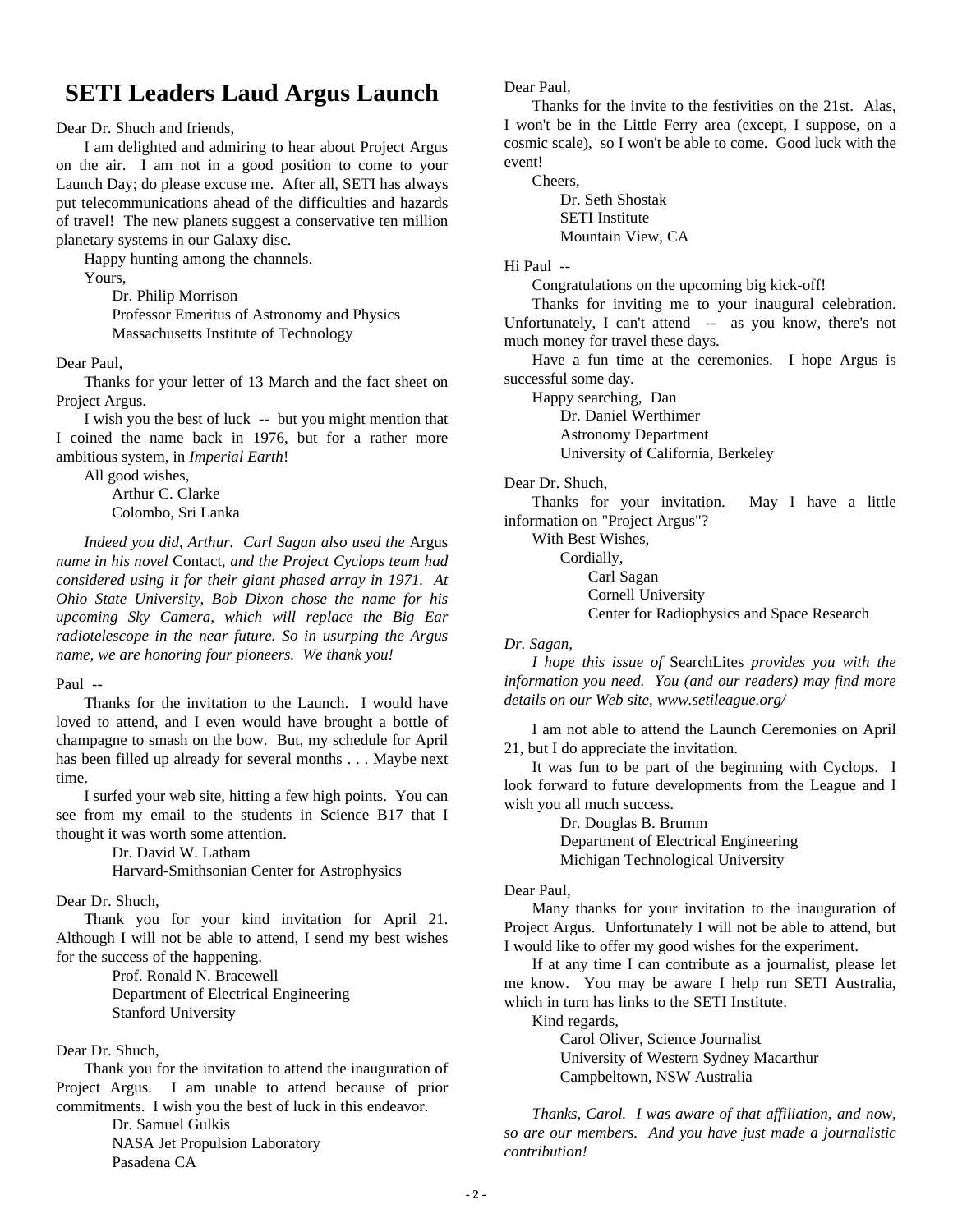# SETI Leaders Laud Argus Launch

Dear Dr. Shuch and friends,

I am delighted and admiring to hear about Project Argus on the air. I am not in a good position to come to your Launch Day; do please excuse me. After all, SETI has always put telecommunications ahead of the difficulties and hazards of travel! The new planets suggest a conservative ten million planetary systems in our Galaxy disc.

Happy hunting among the channels.

Yours,

Dr. Philip Morrison
Professor Emeritus of Astronomy and Physics
Massachusetts Institute of Technology

Dear Paul,

Thanks for your letter of 13 March and the fact sheet on Project Argus.

I wish you the best of luck -- but you might mention that I coined the name back in 1976, but for a rather more ambitious system, in *Imperial Earth*!

All good wishes,

Arthur C. Clarke
Colombo, Sri Lanka

*Indeed you did, Arthur. Carl Sagan also used the* Argus *name in his novel* Contact*, and the Project Cyclops team had considered using it for their giant phased array in 1971. At Ohio State University, Bob Dixon chose the name for his upcoming Sky Camera, which will replace the Big Ear radiotelescope in the near future. So in usurping the Argus name, we are honoring four pioneers. We thank you!*

Paul --

Thanks for the invitation to the Launch. I would have loved to attend, and I even would have brought a bottle of champagne to smash on the bow. But, my schedule for April has been filled up already for several months . . . Maybe next time.

I surfed your web site, hitting a few high points. You can see from my email to the students in Science B17 that I thought it was worth some attention.

Dr. David W. Latham
Harvard-Smithsonian Center for Astrophysics

Dear Dr. Shuch,

Thank you for your kind invitation for April 21. Although I will not be able to attend, I send my best wishes for the success of the happening.

Prof. Ronald N. Bracewell
Department of Electrical Engineering
Stanford University

Dear Dr. Shuch,

Thank you for the invitation to attend the inauguration of Project Argus. I am unable to attend because of prior commitments. I wish you the best of luck in this endeavor.

Dr. Samuel Gulkis
NASA Jet Propulsion Laboratory
Pasadena CA

Dear Paul,

Thanks for the invite to the festivities on the 21st. Alas, I won't be in the Little Ferry area (except, I suppose, on a cosmic scale), so I won't be able to come. Good luck with the event!

Cheers,

Dr. Seth Shostak
SETI Institute
Mountain View, CA

Hi Paul --

Congratulations on the upcoming big kick-off!

Thanks for inviting me to your inaugural celebration. Unfortunately, I can't attend -- as you know, there's not much money for travel these days.

Have a fun time at the ceremonies. I hope Argus is successful some day.

Happy searching, Dan

Dr. Daniel Werthimer
Astronomy Department
University of California, Berkeley

Dear Dr. Shuch,

Thanks for your invitation. May I have a little information on "Project Argus"?

With Best Wishes,

Cordially,

Carl Sagan
Cornell University
Center for Radiophysics and Space Research

*Dr. Sagan,*

*I hope this issue of* SearchLites *provides you with the information you need. You (and our readers) may find more details on our Web site, www.setileague.org/*

I am not able to attend the Launch Ceremonies on April 21, but I do appreciate the invitation.

It was fun to be part of the beginning with Cyclops. I look forward to future developments from the League and I wish you all much success.

Dr. Douglas B. Brumm
Department of Electrical Engineering
Michigan Technological University

Dear Paul,

Many thanks for your invitation to the inauguration of Project Argus. Unfortunately I will not be able to attend, but I would like to offer my good wishes for the experiment.

If at any time I can contribute as a journalist, please let me know. You may be aware I help run SETI Australia, which in turn has links to the SETI Institute.

Kind regards,

Carol Oliver, Science Journalist
University of Western Sydney Macarthur
Campbeltown, NSW Australia

*Thanks, Carol. I was aware of that affiliation, and now, so are our members. And you have just made a journalistic contribution!*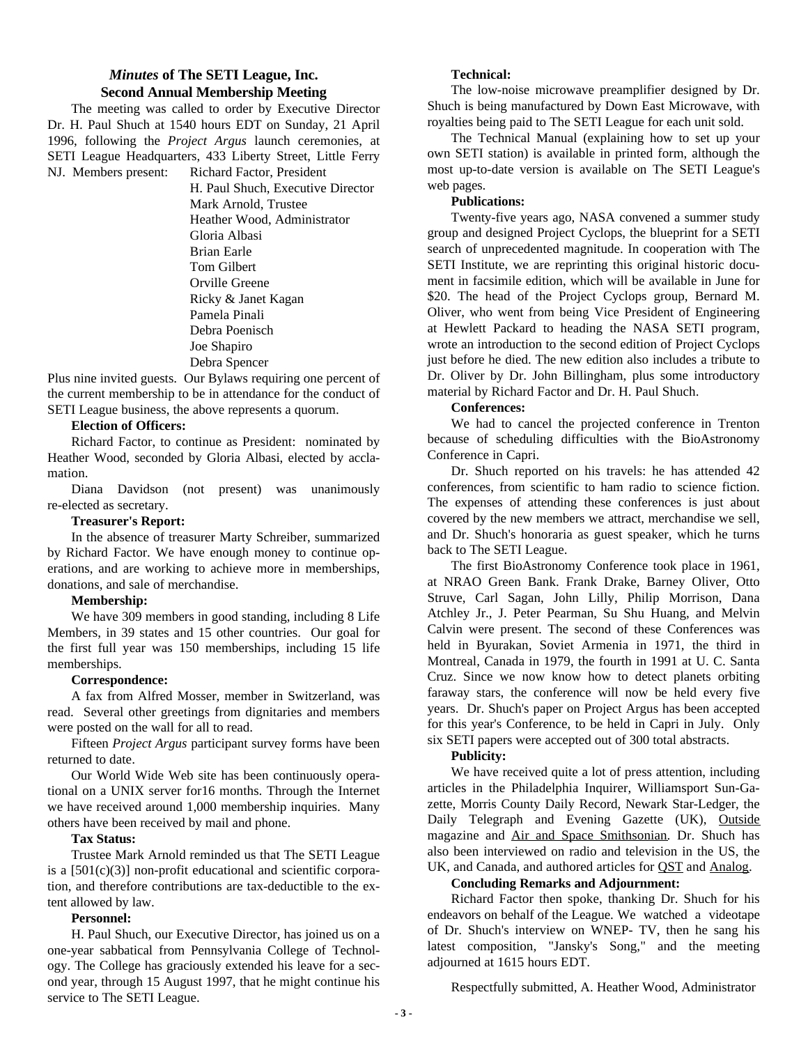## *Minutes* of The SETI League, Inc.
## Second Annual Membership Meeting

The meeting was called to order by Executive Director Dr. H. Paul Shuch at 1540 hours EDT on Sunday, 21 April 1996, following the *Project Argus* launch ceremonies, at SETI League Headquarters, 433 Liberty Street, Little Ferry NJ. Members present:

- Richard Factor, President
- H. Paul Shuch, Executive Director
- Mark Arnold, Trustee
- Heather Wood, Administrator
- Gloria Albasi
- Brian Earle
- Tom Gilbert
- Orville Greene
- Ricky & Janet Kagan
- Pamela Pinali
- Debra Poenisch
- Joe Shapiro
- Debra Spencer

Plus nine invited guests. Our Bylaws requiring one percent of the current membership to be in attendance for the conduct of SETI League business, the above represents a quorum.

**Election of Officers:**

Richard Factor, to continue as President: nominated by Heather Wood, seconded by Gloria Albasi, elected by acclamation.

Diana Davidson (not present) was unanimously re-elected as secretary.

**Treasurer's Report:**

In the absence of treasurer Marty Schreiber, summarized by Richard Factor. We have enough money to continue operations, and are working to achieve more in memberships, donations, and sale of merchandise.

**Membership:**

We have 309 members in good standing, including 8 Life Members, in 39 states and 15 other countries. Our goal for the first full year was 150 memberships, including 15 life memberships.

**Correspondence:**

A fax from Alfred Mosser, member in Switzerland, was read. Several other greetings from dignitaries and members were posted on the wall for all to read.

Fifteen *Project Argus* participant survey forms have been returned to date.

Our World Wide Web site has been continuously operational on a UNIX server for16 months. Through the Internet we have received around 1,000 membership inquiries. Many others have been received by mail and phone.

**Tax Status:**

Trustee Mark Arnold reminded us that The SETI League is a [501(c)(3)] non-profit educational and scientific corporation, and therefore contributions are tax-deductible to the extent allowed by law.

**Personnel:**

H. Paul Shuch, our Executive Director, has joined us on a one-year sabbatical from Pennsylvania College of Technology. The College has graciously extended his leave for a second year, through 15 August 1997, that he might continue his service to The SETI League.

**Technical:**

The low-noise microwave preamplifier designed by Dr. Shuch is being manufactured by Down East Microwave, with royalties being paid to The SETI League for each unit sold.

The Technical Manual (explaining how to set up your own SETI station) is available in printed form, although the most up-to-date version is available on The SETI League's web pages.

**Publications:**

Twenty-five years ago, NASA convened a summer study group and designed Project Cyclops, the blueprint for a SETI search of unprecedented magnitude. In cooperation with The SETI Institute, we are reprinting this original historic document in facsimile edition, which will be available in June for $20. The head of the Project Cyclops group, Bernard M. Oliver, who went from being Vice President of Engineering at Hewlett Packard to heading the NASA SETI program, wrote an introduction to the second edition of Project Cyclops just before he died. The new edition also includes a tribute to Dr. Oliver by Dr. John Billingham, plus some introductory material by Richard Factor and Dr. H. Paul Shuch.

**Conferences:**

We had to cancel the projected conference in Trenton because of scheduling difficulties with the BioAstronomy Conference in Capri.

Dr. Shuch reported on his travels: he has attended 42 conferences, from scientific to ham radio to science fiction. The expenses of attending these conferences is just about covered by the new members we attract, merchandise we sell, and Dr. Shuch's honoraria as guest speaker, which he turns back to The SETI League.

The first BioAstronomy Conference took place in 1961, at NRAO Green Bank. Frank Drake, Barney Oliver, Otto Struve, Carl Sagan, John Lilly, Philip Morrison, Dana Atchley Jr., J. Peter Pearman, Su Shu Huang, and Melvin Calvin were present. The second of these Conferences was held in Byurakan, Soviet Armenia in 1971, the third in Montreal, Canada in 1979, the fourth in 1991 at U. C. Santa Cruz. Since we now know how to detect planets orbiting faraway stars, the conference will now be held every five years. Dr. Shuch's paper on Project Argus has been accepted for this year's Conference, to be held in Capri in July. Only six SETI papers were accepted out of 300 total abstracts.

**Publicity:**

We have received quite a lot of press attention, including articles in the Philadelphia Inquirer, Williamsport Sun-Gazette, Morris County Daily Record, Newark Star-Ledger, the Daily Telegraph and Evening Gazette (UK), Outside magazine and Air and Space Smithsonian. Dr. Shuch has also been interviewed on radio and television in the US, the UK, and Canada, and authored articles for QST and Analog.

**Concluding Remarks and Adjournment:**

Richard Factor then spoke, thanking Dr. Shuch for his endeavors on behalf of the League. We watched a videotape of Dr. Shuch's interview on WNEP- TV, then he sang his latest composition, "Jansky's Song," and the meeting adjourned at 1615 hours EDT.

Respectfully submitted, A. Heather Wood, Administrator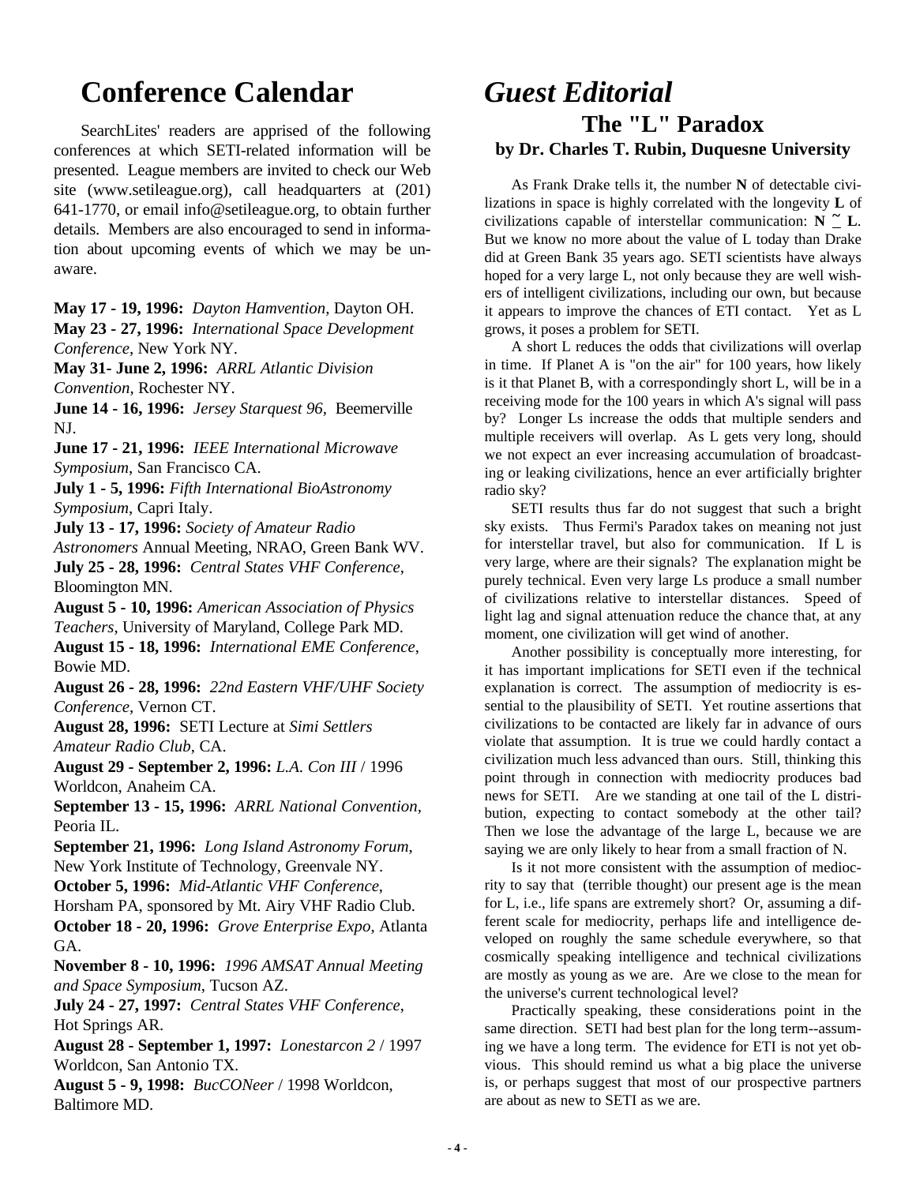# Conference Calendar

SearchLites' readers are apprised of the following conferences at which SETI-related information will be presented. League members are invited to check our Web site (www.setileague.org), call headquarters at (201) 641-1770, or email info@setileague.org, to obtain further details. Members are also encouraged to send in information about upcoming events of which we may be unaware.

**May 17 - 19, 1996:** *Dayton Hamvention*, Dayton OH.
**May 23 - 27, 1996:** *International Space Development Conference*, New York NY.
**May 31- June 2, 1996:** *ARRL Atlantic Division Convention*, Rochester NY.
**June 14 - 16, 1996:** *Jersey Starquest 96*, Beemerville NJ.
**June 17 - 21, 1996:** *IEEE International Microwave Symposium*, San Francisco CA.
**July 1 - 5, 1996:** *Fifth International BioAstronomy Symposium*, Capri Italy.
**July 13 - 17, 1996:** *Society of Amateur Radio Astronomers* Annual Meeting, NRAO, Green Bank WV.
**July 25 - 28, 1996:** *Central States VHF Conference*, Bloomington MN.
**August 5 - 10, 1996:** *American Association of Physics Teachers*, University of Maryland, College Park MD.
**August 15 - 18, 1996:** *International EME Conference*, Bowie MD.
**August 26 - 28, 1996:** *22nd Eastern VHF/UHF Society Conference*, Vernon CT.
**August 28, 1996:** SETI Lecture at *Simi Settlers Amateur Radio Club*, CA.
**August 29 - September 2, 1996:** *L.A. Con III* / 1996 Worldcon, Anaheim CA.
**September 13 - 15, 1996:** *ARRL National Convention*, Peoria IL.
**September 21, 1996:** *Long Island Astronomy Forum*, New York Institute of Technology, Greenvale NY.
**October 5, 1996:** *Mid-Atlantic VHF Conference*, Horsham PA, sponsored by Mt. Airy VHF Radio Club.
**October 18 - 20, 1996:** *Grove Enterprise Expo*, Atlanta GA.
**November 8 - 10, 1996:** *1996 AMSAT Annual Meeting and Space Symposium*, Tucson AZ.
**July 24 - 27, 1997:** *Central States VHF Conference*, Hot Springs AR.
**August 28 - September 1, 1997:** *Lonestarcon 2* / 1997 Worldcon, San Antonio TX.
**August 5 - 9, 1998:** *BucCONeer* / 1998 Worldcon, Baltimore MD.

# *Guest Editorial*

## The "L" Paradox

### by Dr. Charles T. Rubin, Duquesne University

As Frank Drake tells it, the number **N** of detectable civilizations in space is highly correlated with the longevity **L** of civilizations capable of interstellar communication: $\mathbf{N} \cong \mathbf{L}$. But we know no more about the value of L today than Drake did at Green Bank 35 years ago. SETI scientists have always hoped for a very large L, not only because they are well wishers of intelligent civilizations, including our own, but because it appears to improve the chances of ETI contact. Yet as L grows, it poses a problem for SETI.

A short L reduces the odds that civilizations will overlap in time. If Planet A is "on the air" for 100 years, how likely is it that Planet B, with a correspondingly short L, will be in a receiving mode for the 100 years in which A's signal will pass by? Longer Ls increase the odds that multiple senders and multiple receivers will overlap. As L gets very long, should we not expect an ever increasing accumulation of broadcasting or leaking civilizations, hence an ever artificially brighter radio sky?

SETI results thus far do not suggest that such a bright sky exists. Thus Fermi's Paradox takes on meaning not just for interstellar travel, but also for communication. If L is very large, where are their signals? The explanation might be purely technical. Even very large Ls produce a small number of civilizations relative to interstellar distances. Speed of light lag and signal attenuation reduce the chance that, at any moment, one civilization will get wind of another.

Another possibility is conceptually more interesting, for it has important implications for SETI even if the technical explanation is correct. The assumption of mediocrity is essential to the plausibility of SETI. Yet routine assertions that civilizations to be contacted are likely far in advance of ours violate that assumption. It is true we could hardly contact a civilization much less advanced than ours. Still, thinking this point through in connection with mediocrity produces bad news for SETI. Are we standing at one tail of the L distribution, expecting to contact somebody at the other tail? Then we lose the advantage of the large L, because we are saying we are only likely to hear from a small fraction of N.

Is it not more consistent with the assumption of mediocrity to say that (terrible thought) our present age is the mean for L, i.e., life spans are extremely short? Or, assuming a different scale for mediocrity, perhaps life and intelligence developed on roughly the same schedule everywhere, so that cosmically speaking intelligence and technical civilizations are mostly as young as we are. Are we close to the mean for the universe's current technological level?

Practically speaking, these considerations point in the same direction. SETI had best plan for the long term--assuming we have a long term. The evidence for ETI is not yet obvious. This should remind us what a big place the universe is, or perhaps suggest that most of our prospective partners are about as new to SETI as we are.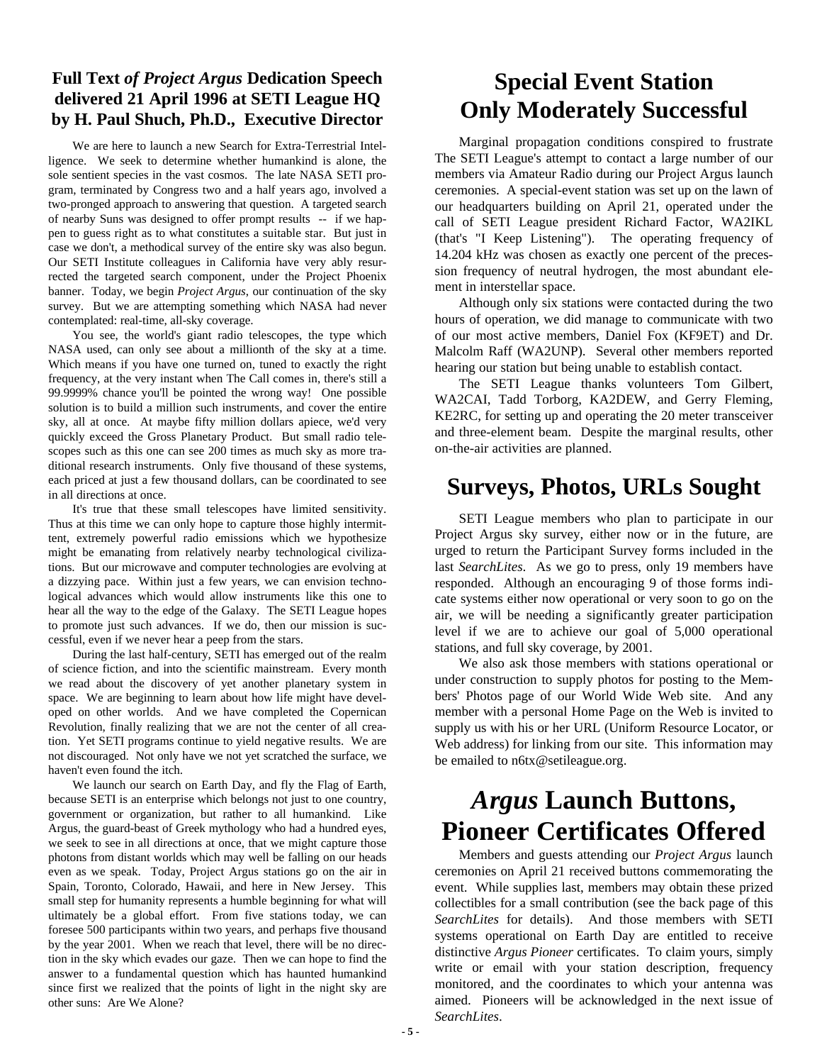## Full Text *of Project Argus* Dedication Speech delivered 21 April 1996 at SETI League HQ by H. Paul Shuch, Ph.D., Executive Director

We are here to launch a new Search for Extra-Terrestrial Intelligence. We seek to determine whether humankind is alone, the sole sentient species in the vast cosmos. The late NASA SETI program, terminated by Congress two and a half years ago, involved a two-pronged approach to answering that question. A targeted search of nearby Suns was designed to offer prompt results -- if we happen to guess right as to what constitutes a suitable star. But just in case we don't, a methodical survey of the entire sky was also begun. Our SETI Institute colleagues in California have very ably resurrected the targeted search component, under the Project Phoenix banner. Today, we begin *Project Argus*, our continuation of the sky survey. But we are attempting something which NASA had never contemplated: real-time, all-sky coverage.

You see, the world's giant radio telescopes, the type which NASA used, can only see about a millionth of the sky at a time. Which means if you have one turned on, tuned to exactly the right frequency, at the very instant when The Call comes in, there's still a 99.9999% chance you'll be pointed the wrong way! One possible solution is to build a million such instruments, and cover the entire sky, all at once. At maybe fifty million dollars apiece, we'd very quickly exceed the Gross Planetary Product. But small radio telescopes such as this one can see 200 times as much sky as more traditional research instruments. Only five thousand of these systems, each priced at just a few thousand dollars, can be coordinated to see in all directions at once.

It's true that these small telescopes have limited sensitivity. Thus at this time we can only hope to capture those highly intermittent, extremely powerful radio emissions which we hypothesize might be emanating from relatively nearby technological civilizations. But our microwave and computer technologies are evolving at a dizzying pace. Within just a few years, we can envision technological advances which would allow instruments like this one to hear all the way to the edge of the Galaxy. The SETI League hopes to promote just such advances. If we do, then our mission is successful, even if we never hear a peep from the stars.

During the last half-century, SETI has emerged out of the realm of science fiction, and into the scientific mainstream. Every month we read about the discovery of yet another planetary system in space. We are beginning to learn about how life might have developed on other worlds. And we have completed the Copernican Revolution, finally realizing that we are not the center of all creation. Yet SETI programs continue to yield negative results. We are not discouraged. Not only have we not yet scratched the surface, we haven't even found the itch.

We launch our search on Earth Day, and fly the Flag of Earth, because SETI is an enterprise which belongs not just to one country, government or organization, but rather to all humankind. Like Argus, the guard-beast of Greek mythology who had a hundred eyes, we seek to see in all directions at once, that we might capture those photons from distant worlds which may well be falling on our heads even as we speak. Today, Project Argus stations go on the air in Spain, Toronto, Colorado, Hawaii, and here in New Jersey. This small step for humanity represents a humble beginning for what will ultimately be a global effort. From five stations today, we can foresee 500 participants within two years, and perhaps five thousand by the year 2001. When we reach that level, there will be no direction in the sky which evades our gaze. Then we can hope to find the answer to a fundamental question which has haunted humankind since first we realized that the points of light in the night sky are other suns: Are We Alone?

# Special Event Station Only Moderately Successful

Marginal propagation conditions conspired to frustrate The SETI League's attempt to contact a large number of our members via Amateur Radio during our Project Argus launch ceremonies. A special-event station was set up on the lawn of our headquarters building on April 21, operated under the call of SETI League president Richard Factor, WA2IKL (that's "I Keep Listening"). The operating frequency of 14.204 kHz was chosen as exactly one percent of the precession frequency of neutral hydrogen, the most abundant element in interstellar space.

Although only six stations were contacted during the two hours of operation, we did manage to communicate with two of our most active members, Daniel Fox (KF9ET) and Dr. Malcolm Raff (WA2UNP). Several other members reported hearing our station but being unable to establish contact.

The SETI League thanks volunteers Tom Gilbert, WA2CAI, Tadd Torborg, KA2DEW, and Gerry Fleming, KE2RC, for setting up and operating the 20 meter transceiver and three-element beam. Despite the marginal results, other on-the-air activities are planned.

# Surveys, Photos, URLs Sought

SETI League members who plan to participate in our Project Argus sky survey, either now or in the future, are urged to return the Participant Survey forms included in the last *SearchLites*. As we go to press, only 19 members have responded. Although an encouraging 9 of those forms indicate systems either now operational or very soon to go on the air, we will be needing a significantly greater participation level if we are to achieve our goal of 5,000 operational stations, and full sky coverage, by 2001.

We also ask those members with stations operational or under construction to supply photos for posting to the Members' Photos page of our World Wide Web site. And any member with a personal Home Page on the Web is invited to supply us with his or her URL (Uniform Resource Locator, or Web address) for linking from our site. This information may be emailed to n6tx@setileague.org.

# *Argus* Launch Buttons, Pioneer Certificates Offered

Members and guests attending our *Project Argus* launch ceremonies on April 21 received buttons commemorating the event. While supplies last, members may obtain these prized collectibles for a small contribution (see the back page of this *SearchLites* for details). And those members with SETI systems operational on Earth Day are entitled to receive distinctive *Argus Pioneer* certificates. To claim yours, simply write or email with your station description, frequency monitored, and the coordinates to which your antenna was aimed. Pioneers will be acknowledged in the next issue of *SearchLites*.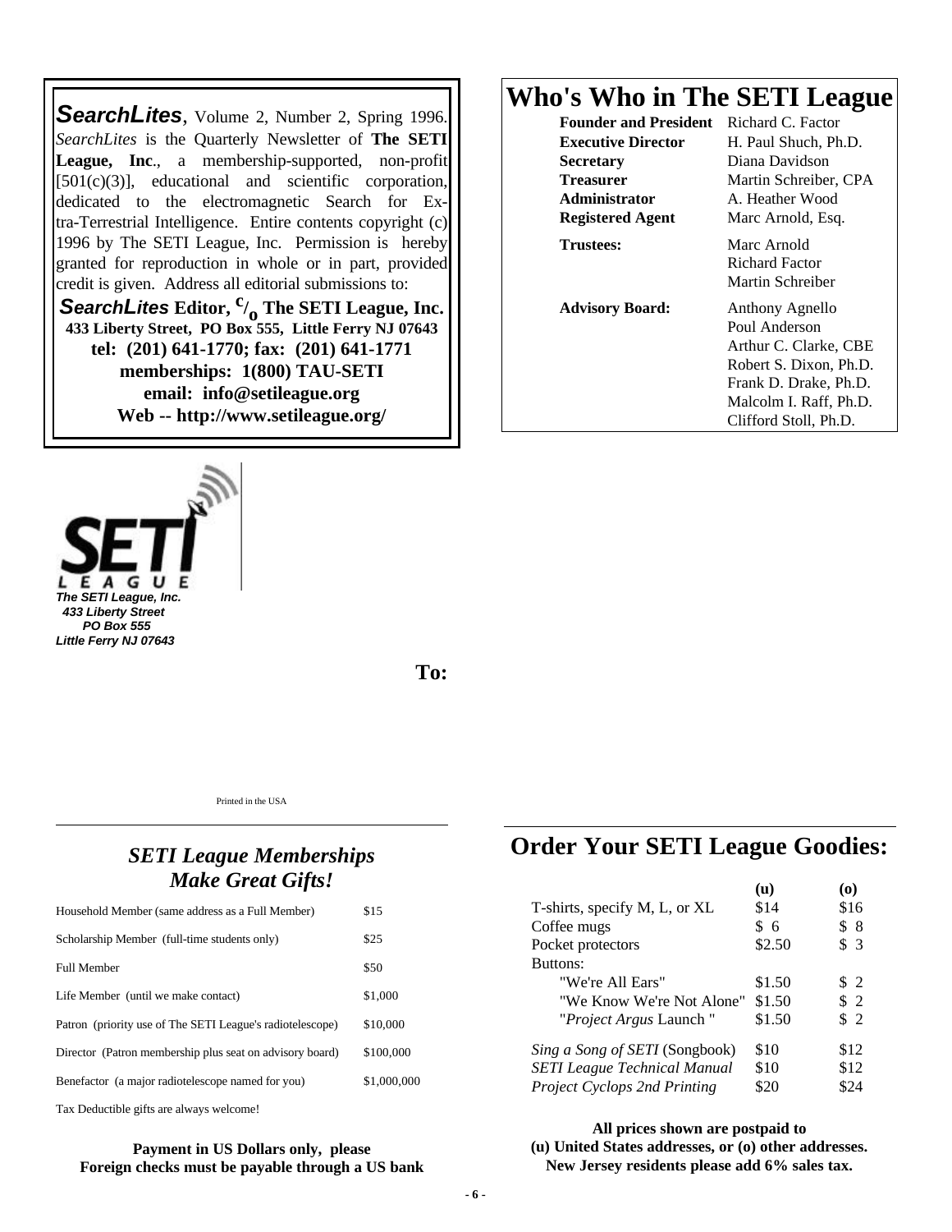***SearchLites***, Volume 2, Number 2, Spring 1996. *SearchLites* is the Quarterly Newsletter of **The SETI League, Inc**., a membership-supported, non-profit [501(c)(3)], educational and scientific corporation, dedicated to the electromagnetic Search for Extra-Terrestrial Intelligence. Entire contents copyright (c) 1996 by The SETI League, Inc. Permission is hereby granted for reproduction in whole or in part, provided credit is given. Address all editorial submissions to:

***SearchLites* Editor, c/o The SETI League, Inc.**
**433 Liberty Street, PO Box 555, Little Ferry NJ 07643**
**tel: (201) 641-1770; fax: (201) 641-1771**
**memberships: 1(800) TAU-SETI**
**email: info@setileague.org**
**Web -- http://www.setileague.org/**

# Who's Who in The SETI League

| | |
|---|---|
| **Founder and President** | Richard C. Factor |
| **Executive Director** | H. Paul Shuch, Ph.D. |
| **Secretary** | Diana Davidson |
| **Treasurer** | Martin Schreiber, CPA |
| **Administrator** | A. Heather Wood |
| **Registered Agent** | Marc Arnold, Esq. |
| **Trustees:** | Marc Arnold<br>Richard Factor<br>Martin Schreiber |
| **Advisory Board:** | Anthony Agnello<br>Poul Anderson<br>Arthur C. Clarke, CBE<br>Robert S. Dixon, Ph.D.<br>Frank D. Drake, Ph.D.<br>Malcolm I. Raff, Ph.D.<br>Clifford Stoll, Ph.D. |

SETI LEAGUE

***The SETI League, Inc.***
***433 Liberty Street***
***PO Box 555***
***Little Ferry NJ 07643***

**To:**

Printed in the USA

## *SETI League Memberships Make Great Gifts!*

| | |
|---|---|
| Household Member (same address as a Full Member) | \$15 |
| Scholarship Member (full-time students only) | \$25 |
| Full Member | \$50 |
| Life Member (until we make contact) | \$1,000 |
| Patron (priority use of The SETI League's radiotelescope) | \$10,000 |
| Director (Patron membership plus seat on advisory board) | \$100,000 |
| Benefactor (a major radiotelescope named for you) | \$1,000,000 |

Tax Deductible gifts are always welcome!

**Payment in US Dollars only, please**
**Foreign checks must be payable through a US bank**

## Order Your SETI League Goodies:

| | (u) | (o) |
|---|---|---|
| T-shirts, specify M, L, or XL | \$14 | \$16 |
| Coffee mugs | \$ 6 | \$ 8 |
| Pocket protectors | \$2.50 | \$ 3 |
| Buttons: | | |
| "We're All Ears" | \$1.50 | \$ 2 |
| "We Know We're Not Alone" | \$1.50 | \$ 2 |
| "*Project Argus* Launch " | \$1.50 | \$ 2 |
| *Sing a Song of SETI* (Songbook) | \$10 | \$12 |
| *SETI League Technical Manual* | \$10 | \$12 |
| *Project Cyclops 2nd Printing* | \$20 | \$24 |

**All prices shown are postpaid to**
**(u) United States addresses, or (o) other addresses.**
**New Jersey residents please add 6% sales tax.**